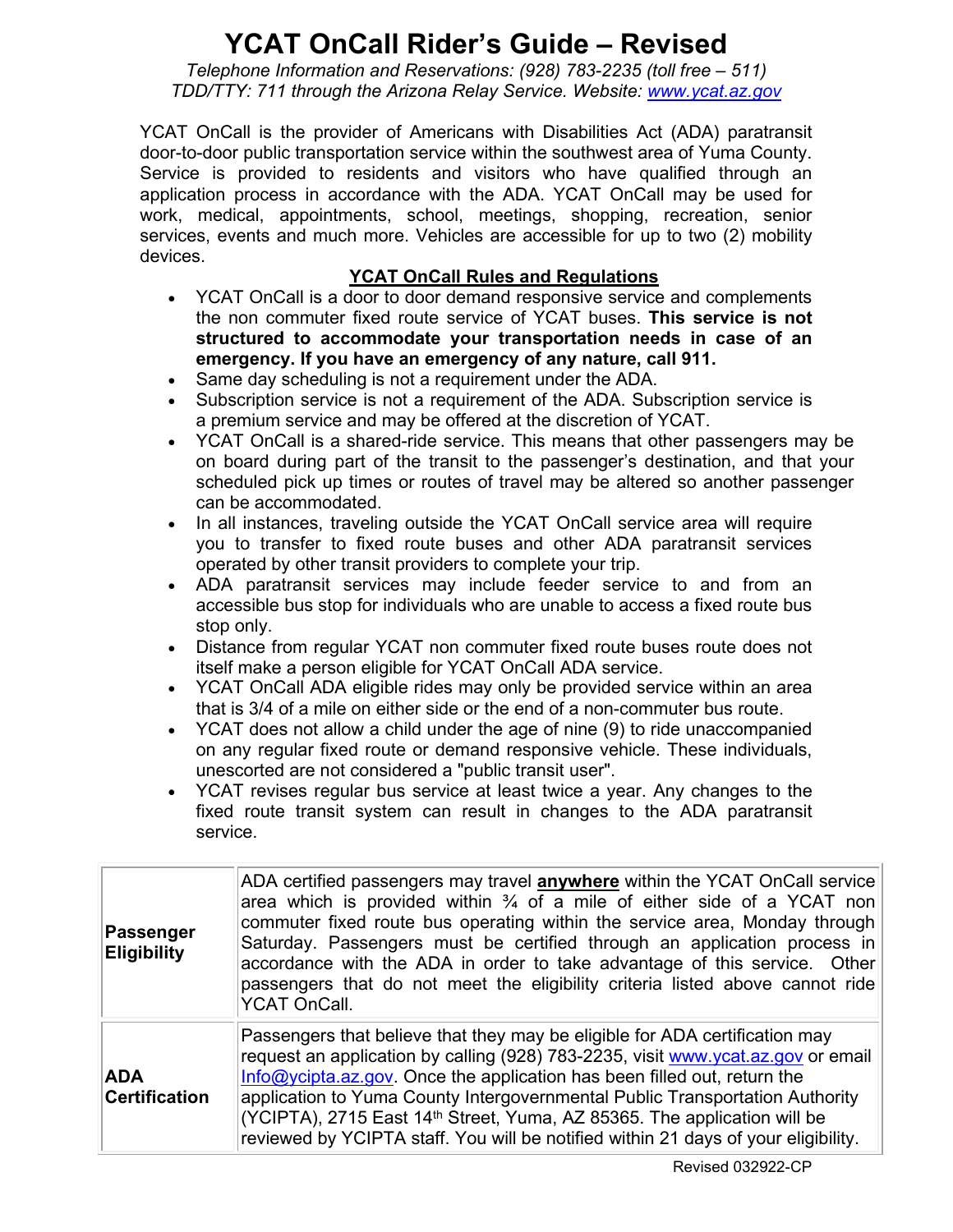# YCAT OnCall Rider's Guide – Revised

*Telephone Information and Reservations: (928) 783-2235 (toll free – 511)*
*TDD/TTY: 711 through the Arizona Relay Service. Website: www.ycat.az.gov*

YCAT OnCall is the provider of Americans with Disabilities Act (ADA) paratransit door-to-door public transportation service within the southwest area of Yuma County. Service is provided to residents and visitors who have qualified through an application process in accordance with the ADA. YCAT OnCall may be used for work, medical, appointments, school, meetings, shopping, recreation, senior services, events and much more. Vehicles are accessible for up to two (2) mobility devices.

## YCAT OnCall Rules and Regulations

- YCAT OnCall is a door to door demand responsive service and complements the non commuter fixed route service of YCAT buses. **This service is not structured to accommodate your transportation needs in case of an emergency. If you have an emergency of any nature, call 911.**
- Same day scheduling is not a requirement under the ADA.
- Subscription service is not a requirement of the ADA. Subscription service is a premium service and may be offered at the discretion of YCAT.
- YCAT OnCall is a shared-ride service. This means that other passengers may be on board during part of the transit to the passenger's destination, and that your scheduled pick up times or routes of travel may be altered so another passenger can be accommodated.
- In all instances, traveling outside the YCAT OnCall service area will require you to transfer to fixed route buses and other ADA paratransit services operated by other transit providers to complete your trip.
- ADA paratransit services may include feeder service to and from an accessible bus stop for individuals who are unable to access a fixed route bus stop only.
- Distance from regular YCAT non commuter fixed route buses route does not itself make a person eligible for YCAT OnCall ADA service.
- YCAT OnCall ADA eligible rides may only be provided service within an area that is 3/4 of a mile on either side or the end of a non-commuter bus route.
- YCAT does not allow a child under the age of nine (9) to ride unaccompanied on any regular fixed route or demand responsive vehicle. These individuals, unescorted are not considered a "public transit user".
- YCAT revises regular bus service at least twice a year. Any changes to the fixed route transit system can result in changes to the ADA paratransit service.

| | |
|---|---|
| **Passenger Eligibility** | ADA certified passengers may travel **anywhere** within the YCAT OnCall service area which is provided within ¾ of a mile of either side of a YCAT non commuter fixed route bus operating within the service area, Monday through Saturday. Passengers must be certified through an application process in accordance with the ADA in order to take advantage of this service. Other passengers that do not meet the eligibility criteria listed above cannot ride YCAT OnCall. |
| **ADA Certification** | Passengers that believe that they may be eligible for ADA certification may request an application by calling (928) 783-2235, visit www.ycat.az.gov or email Info@ycipta.az.gov. Once the application has been filled out, return the application to Yuma County Intergovernmental Public Transportation Authority (YCIPTA), 2715 East 14th Street, Yuma, AZ 85365. The application will be reviewed by YCIPTA staff. You will be notified within 21 days of your eligibility. |

Revised 032922-CP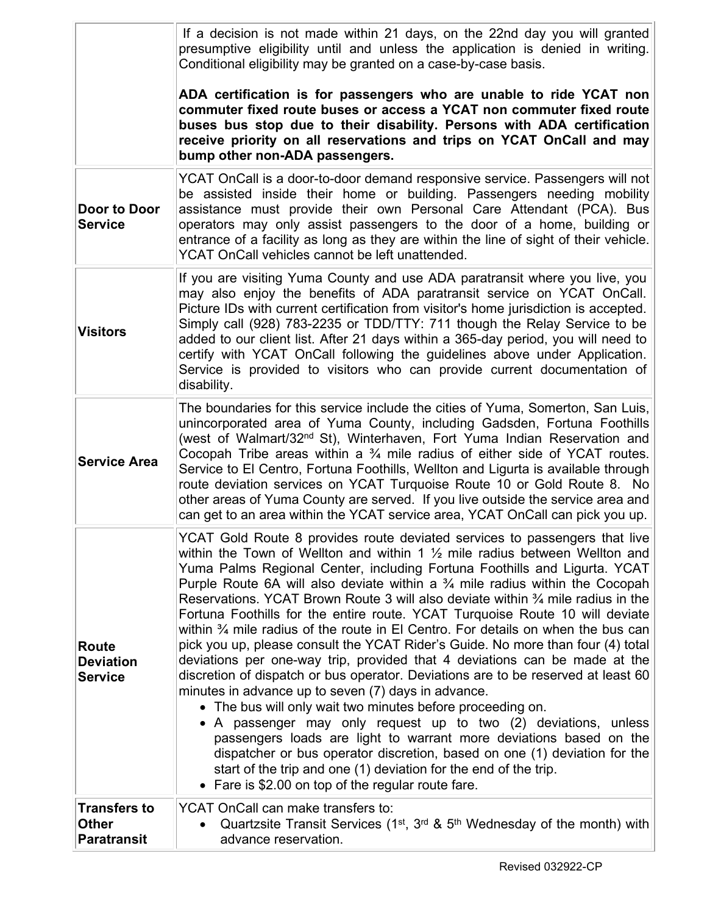| | |
|---|---|
| | If a decision is not made within 21 days, on the 22nd day you will granted presumptive eligibility until and unless the application is denied in writing. Conditional eligibility may be granted on a case-by-case basis.<br><br>**ADA certification is for passengers who are unable to ride YCAT non commuter fixed route buses or access a YCAT non commuter fixed route buses bus stop due to their disability. Persons with ADA certification receive priority on all reservations and trips on YCAT OnCall and may bump other non-ADA passengers.** |
| **Door to Door Service** | YCAT OnCall is a door-to-door demand responsive service. Passengers will not be assisted inside their home or building. Passengers needing mobility assistance must provide their own Personal Care Attendant (PCA). Bus operators may only assist passengers to the door of a home, building or entrance of a facility as long as they are within the line of sight of their vehicle. YCAT OnCall vehicles cannot be left unattended. |
| **Visitors** | If you are visiting Yuma County and use ADA paratransit where you live, you may also enjoy the benefits of ADA paratransit service on YCAT OnCall. Picture IDs with current certification from visitor's home jurisdiction is accepted. Simply call (928) 783-2235 or TDD/TTY: 711 though the Relay Service to be added to our client list. After 21 days within a 365-day period, you will need to certify with YCAT OnCall following the guidelines above under Application. Service is provided to visitors who can provide current documentation of disability. |
| **Service Area** | The boundaries for this service include the cities of Yuma, Somerton, San Luis, unincorporated area of Yuma County, including Gadsden, Fortuna Foothills (west of Walmart/32nd St), Winterhaven, Fort Yuma Indian Reservation and Cocopah Tribe areas within a ¾ mile radius of either side of YCAT routes. Service to El Centro, Fortuna Foothills, Wellton and Ligurta is available through route deviation services on YCAT Turquoise Route 10 or Gold Route 8. No other areas of Yuma County are served. If you live outside the service area and can get to an area within the YCAT service area, YCAT OnCall can pick you up. |
| **Route Deviation Service** | YCAT Gold Route 8 provides route deviated services to passengers that live within the Town of Wellton and within 1 ½ mile radius between Wellton and Yuma Palms Regional Center, including Fortuna Foothills and Ligurta. YCAT Purple Route 6A will also deviate within a ¾ mile radius within the Cocopah Reservations. YCAT Brown Route 3 will also deviate within ¾ mile radius in the Fortuna Foothills for the entire route. YCAT Turquoise Route 10 will deviate within ¾ mile radius of the route in El Centro. For details on when the bus can pick you up, please consult the YCAT Rider's Guide. No more than four (4) total deviations per one-way trip, provided that 4 deviations can be made at the discretion of dispatch or bus operator. Deviations are to be reserved at least 60 minutes in advance up to seven (7) days in advance.<br>• The bus will only wait two minutes before proceeding on.<br>• A passenger may only request up to two (2) deviations, unless passengers loads are light to warrant more deviations based on the dispatcher or bus operator discretion, based on one (1) deviation for the start of the trip and one (1) deviation for the end of the trip.<br>• Fare is $2.00 on top of the regular route fare. |
| **Transfers to Other Paratransit** | YCAT OnCall can make transfers to:<br>• Quartzsite Transit Services (1st, 3rd & 5th Wednesday of the month) with advance reservation. |

Revised 032922-CP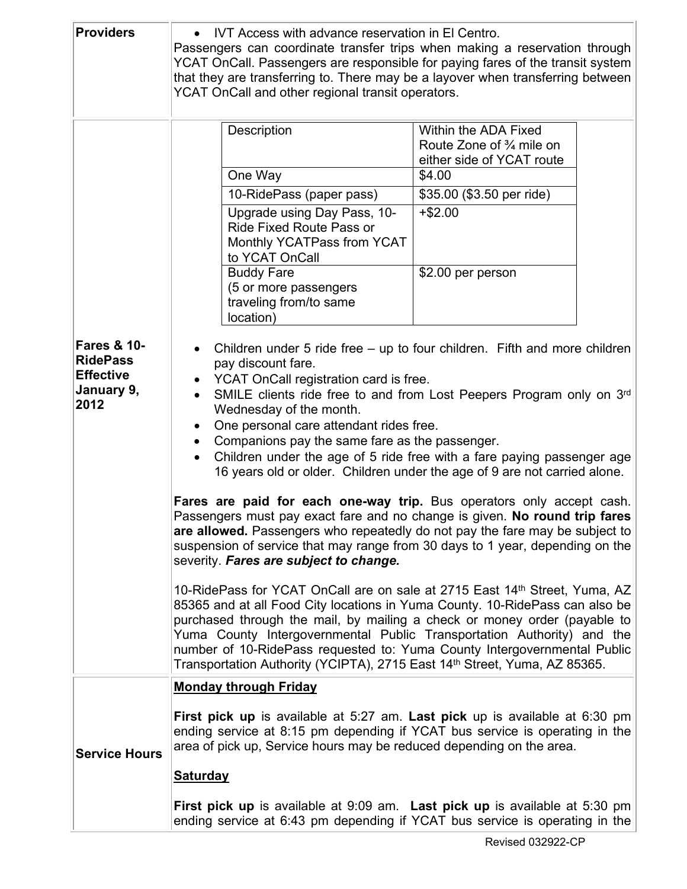| | |
|---|---|
| **Providers** | • IVT Access with advance reservation in El Centro.<br>Passengers can coordinate transfer trips when making a reservation through YCAT OnCall. Passengers are responsible for paying fares of the transit system that they are transferring to. There may be a layover when transferring between YCAT OnCall and other regional transit operators. |

**Fares & 10-RidePass Effective January 9, 2012**

| Description | Within the ADA Fixed Route Zone of ¾ mile on either side of YCAT route |
|---|---|
| One Way | $4.00 |
| 10-RidePass (paper pass) | $35.00 ($3.50 per ride) |
| Upgrade using Day Pass, 10-Ride Fixed Route Pass or Monthly YCATPass from YCAT to YCAT OnCall | +$2.00 |
| Buddy Fare (5 or more passengers traveling from/to same location) | $2.00 per person |

- Children under 5 ride free – up to four children. Fifth and more children pay discount fare.
- YCAT OnCall registration card is free.
- SMILE clients ride free to and from Lost Peepers Program only on 3rd Wednesday of the month.
- One personal care attendant rides free.
- Companions pay the same fare as the passenger.
- Children under the age of 5 ride free with a fare paying passenger age 16 years old or older. Children under the age of 9 are not carried alone.

**Fares are paid for each one-way trip.** Bus operators only accept cash. Passengers must pay exact fare and no change is given. **No round trip fares are allowed.** Passengers who repeatedly do not pay the fare may be subject to suspension of service that may range from 30 days to 1 year, depending on the severity. ***Fares are subject to change.***

10-RidePass for YCAT OnCall are on sale at 2715 East 14th Street, Yuma, AZ 85365 and at all Food City locations in Yuma County. 10-RidePass can also be purchased through the mail, by mailing a check or money order (payable to Yuma County Intergovernmental Public Transportation Authority) and the number of 10-RidePass requested to: Yuma County Intergovernmental Public Transportation Authority (YCIPTA), 2715 East 14th Street, Yuma, AZ 85365.

**Service Hours**

**Monday through Friday**

**First pick up** is available at 5:27 am. **Last pick** up is available at 6:30 pm ending service at 8:15 pm depending if YCAT bus service is operating in the area of pick up, Service hours may be reduced depending on the area.

**Saturday**

**First pick up** is available at 9:09 am. **Last pick up** is available at 5:30 pm ending service at 6:43 pm depending if YCAT bus service is operating in the

Revised 032922-CP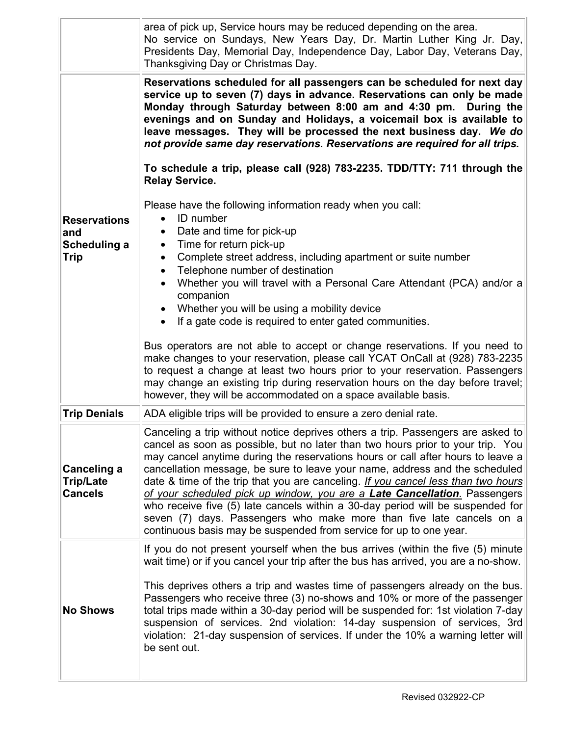| | |
|---|---|
| | area of pick up, Service hours may be reduced depending on the area.<br>No service on Sundays, New Years Day, Dr. Martin Luther King Jr. Day, Presidents Day, Memorial Day, Independence Day, Labor Day, Veterans Day, Thanksgiving Day or Christmas Day. |
| **Reservations and Scheduling a Trip** | **Reservations scheduled for all passengers can be scheduled for next day service up to seven (7) days in advance. Reservations can only be made Monday through Saturday between 8:00 am and 4:30 pm. During the evenings and on Sunday and Holidays, a voicemail box is available to leave messages. They will be processed the next business day.** ***We do not provide same day reservations. Reservations are required for all trips.***<br><br>**To schedule a trip, please call (928) 783-2235. TDD/TTY: 711 through the Relay Service.**<br><br>Please have the following information ready when you call:<br>• ID number<br>• Date and time for pick-up<br>• Time for return pick-up<br>• Complete street address, including apartment or suite number<br>• Telephone number of destination<br>• Whether you will travel with a Personal Care Attendant (PCA) and/or a companion<br>• Whether you will be using a mobility device<br>• If a gate code is required to enter gated communities.<br><br>Bus operators are not able to accept or change reservations. If you need to make changes to your reservation, please call YCAT OnCall at (928) 783-2235 to request a change at least two hours prior to your reservation. Passengers may change an existing trip during reservation hours on the day before travel; however, they will be accommodated on a space available basis. |
| **Trip Denials** | ADA eligible trips will be provided to ensure a zero denial rate. |
| **Canceling a Trip/Late Cancels** | Canceling a trip without notice deprives others a trip. Passengers are asked to cancel as soon as possible, but no later than two hours prior to your trip. You may cancel anytime during the reservations hours or call after hours to leave a cancellation message, be sure to leave your name, address and the scheduled date & time of the trip that you are canceling. *If you cancel less than two hours of your scheduled pick up window, you are a* ***Late Cancellation****.* Passengers who receive five (5) late cancels within a 30-day period will be suspended for seven (7) days. Passengers who make more than five late cancels on a continuous basis may be suspended from service for up to one year. |
| **No Shows** | If you do not present yourself when the bus arrives (within the five (5) minute wait time) or if you cancel your trip after the bus has arrived, you are a no-show.<br><br>This deprives others a trip and wastes time of passengers already on the bus. Passengers who receive three (3) no-shows and 10% or more of the passenger total trips made within a 30-day period will be suspended for: 1st violation 7-day suspension of services. 2nd violation: 14-day suspension of services, 3rd violation: 21-day suspension of services. If under the 10% a warning letter will be sent out. |

Revised 032922-CP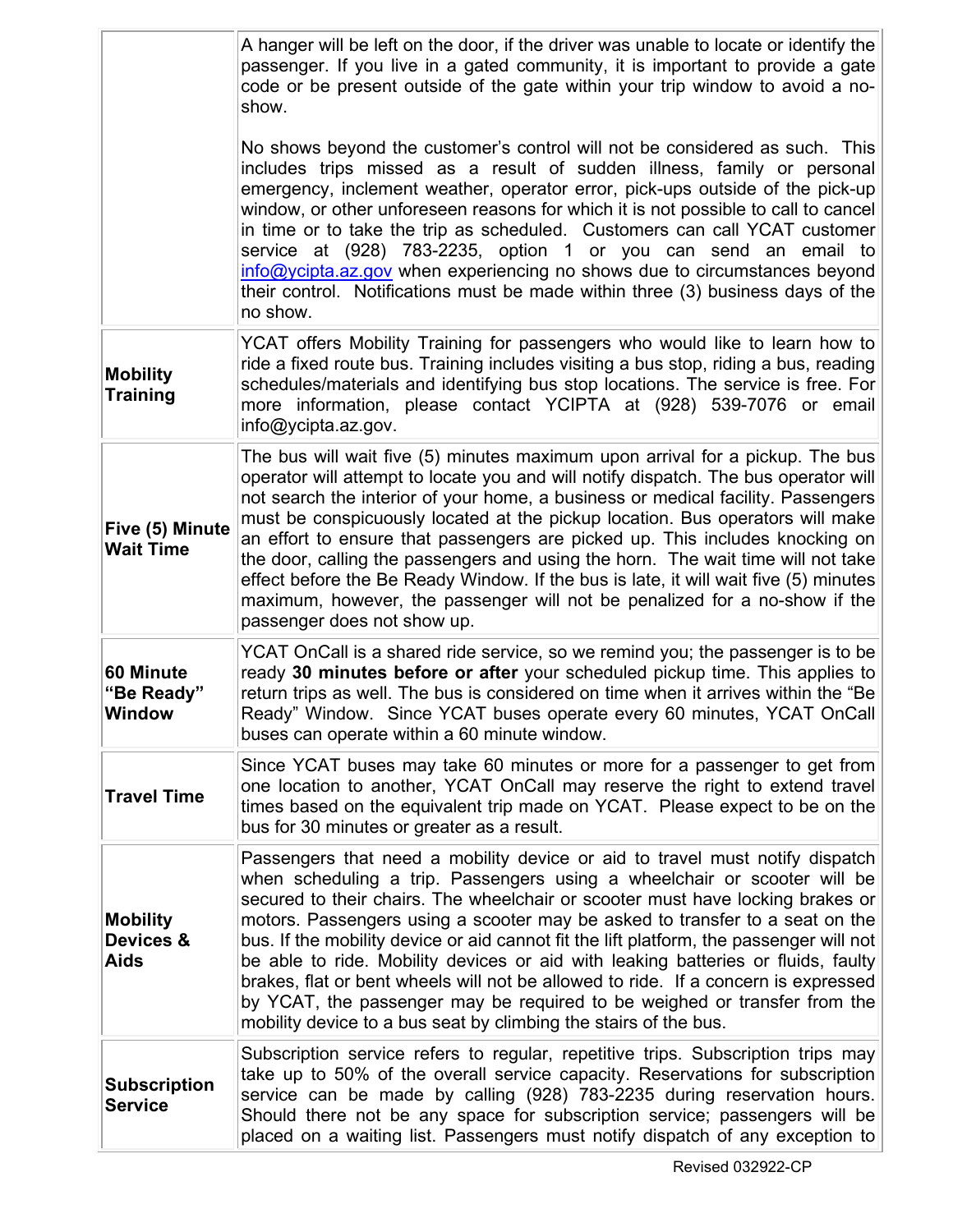| | |
|---|---|
| | A hanger will be left on the door, if the driver was unable to locate or identify the passenger. If you live in a gated community, it is important to provide a gate code or be present outside of the gate within your trip window to avoid a no-show.<br><br>No shows beyond the customer's control will not be considered as such. This includes trips missed as a result of sudden illness, family or personal emergency, inclement weather, operator error, pick-ups outside of the pick-up window, or other unforeseen reasons for which it is not possible to call to cancel in time or to take the trip as scheduled. Customers can call YCAT customer service at (928) 783-2235, option 1 or you can send an email to info@ycipta.az.gov when experiencing no shows due to circumstances beyond their control. Notifications must be made within three (3) business days of the no show. |
| **Mobility Training** | YCAT offers Mobility Training for passengers who would like to learn how to ride a fixed route bus. Training includes visiting a bus stop, riding a bus, reading schedules/materials and identifying bus stop locations. The service is free. For more information, please contact YCIPTA at (928) 539-7076 or email info@ycipta.az.gov. |
| **Five (5) Minute Wait Time** | The bus will wait five (5) minutes maximum upon arrival for a pickup. The bus operator will attempt to locate you and will notify dispatch. The bus operator will not search the interior of your home, a business or medical facility. Passengers must be conspicuously located at the pickup location. Bus operators will make an effort to ensure that passengers are picked up. This includes knocking on the door, calling the passengers and using the horn. The wait time will not take effect before the Be Ready Window. If the bus is late, it will wait five (5) minutes maximum, however, the passenger will not be penalized for a no-show if the passenger does not show up. |
| **60 Minute "Be Ready" Window** | YCAT OnCall is a shared ride service, so we remind you; the passenger is to be ready **30 minutes before or after** your scheduled pickup time. This applies to return trips as well. The bus is considered on time when it arrives within the "Be Ready" Window. Since YCAT buses operate every 60 minutes, YCAT OnCall buses can operate within a 60 minute window. |
| **Travel Time** | Since YCAT buses may take 60 minutes or more for a passenger to get from one location to another, YCAT OnCall may reserve the right to extend travel times based on the equivalent trip made on YCAT. Please expect to be on the bus for 30 minutes or greater as a result. |
| **Mobility Devices & Aids** | Passengers that need a mobility device or aid to travel must notify dispatch when scheduling a trip. Passengers using a wheelchair or scooter will be secured to their chairs. The wheelchair or scooter must have locking brakes or motors. Passengers using a scooter may be asked to transfer to a seat on the bus. If the mobility device or aid cannot fit the lift platform, the passenger will not be able to ride. Mobility devices or aid with leaking batteries or fluids, faulty brakes, flat or bent wheels will not be allowed to ride. If a concern is expressed by YCAT, the passenger may be required to be weighed or transfer from the mobility device to a bus seat by climbing the stairs of the bus. |
| **Subscription Service** | Subscription service refers to regular, repetitive trips. Subscription trips may take up to 50% of the overall service capacity. Reservations for subscription service can be made by calling (928) 783-2235 during reservation hours. Should there not be any space for subscription service; passengers will be placed on a waiting list. Passengers must notify dispatch of any exception to |

Revised 032922-CP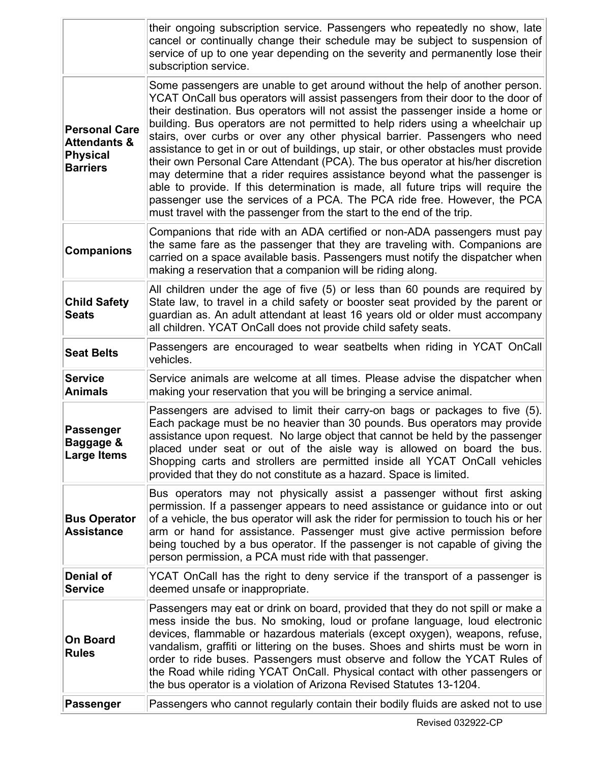| | |
|---|---|
| | their ongoing subscription service. Passengers who repeatedly no show, late cancel or continually change their schedule may be subject to suspension of service of up to one year depending on the severity and permanently lose their subscription service. |
| **Personal Care Attendants & Physical Barriers** | Some passengers are unable to get around without the help of another person. YCAT OnCall bus operators will assist passengers from their door to the door of their destination. Bus operators will not assist the passenger inside a home or building. Bus operators are not permitted to help riders using a wheelchair up stairs, over curbs or over any other physical barrier. Passengers who need assistance to get in or out of buildings, up stair, or other obstacles must provide their own Personal Care Attendant (PCA). The bus operator at his/her discretion may determine that a rider requires assistance beyond what the passenger is able to provide. If this determination is made, all future trips will require the passenger use the services of a PCA. The PCA ride free. However, the PCA must travel with the passenger from the start to the end of the trip. |
| **Companions** | Companions that ride with an ADA certified or non-ADA passengers must pay the same fare as the passenger that they are traveling with. Companions are carried on a space available basis. Passengers must notify the dispatcher when making a reservation that a companion will be riding along. |
| **Child Safety Seats** | All children under the age of five (5) or less than 60 pounds are required by State law, to travel in a child safety or booster seat provided by the parent or guardian as. An adult attendant at least 16 years old or older must accompany all children. YCAT OnCall does not provide child safety seats. |
| **Seat Belts** | Passengers are encouraged to wear seatbelts when riding in YCAT OnCall vehicles. |
| **Service Animals** | Service animals are welcome at all times. Please advise the dispatcher when making your reservation that you will be bringing a service animal. |
| **Passenger Baggage & Large Items** | Passengers are advised to limit their carry-on bags or packages to five (5). Each package must be no heavier than 30 pounds. Bus operators may provide assistance upon request. No large object that cannot be held by the passenger placed under seat or out of the aisle way is allowed on board the bus. Shopping carts and strollers are permitted inside all YCAT OnCall vehicles provided that they do not constitute as a hazard. Space is limited. |
| **Bus Operator Assistance** | Bus operators may not physically assist a passenger without first asking permission. If a passenger appears to need assistance or guidance into or out of a vehicle, the bus operator will ask the rider for permission to touch his or her arm or hand for assistance. Passenger must give active permission before being touched by a bus operator. If the passenger is not capable of giving the person permission, a PCA must ride with that passenger. |
| **Denial of Service** | YCAT OnCall has the right to deny service if the transport of a passenger is deemed unsafe or inappropriate. |
| **On Board Rules** | Passengers may eat or drink on board, provided that they do not spill or make a mess inside the bus. No smoking, loud or profane language, loud electronic devices, flammable or hazardous materials (except oxygen), weapons, refuse, vandalism, graffiti or littering on the buses. Shoes and shirts must be worn in order to ride buses. Passengers must observe and follow the YCAT Rules of the Road while riding YCAT OnCall. Physical contact with other passengers or the bus operator is a violation of Arizona Revised Statutes 13-1204. |
| **Passenger** | Passengers who cannot regularly contain their bodily fluids are asked not to use |

Revised 032922-CP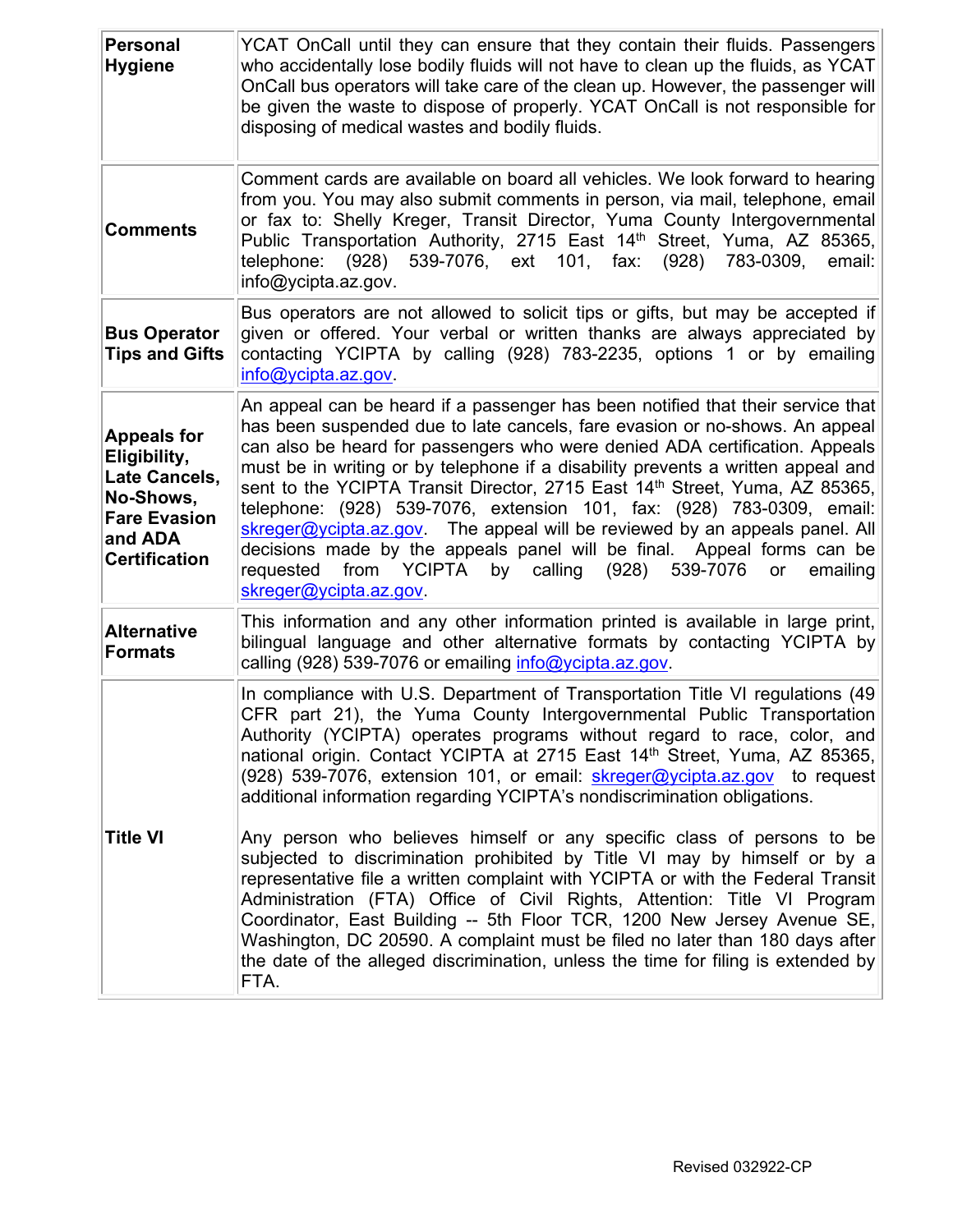| | |
|---|---|
| **Personal Hygiene** | YCAT OnCall until they can ensure that they contain their fluids. Passengers who accidentally lose bodily fluids will not have to clean up the fluids, as YCAT OnCall bus operators will take care of the clean up. However, the passenger will be given the waste to dispose of properly. YCAT OnCall is not responsible for disposing of medical wastes and bodily fluids. |
| **Comments** | Comment cards are available on board all vehicles. We look forward to hearing from you. You may also submit comments in person, via mail, telephone, email or fax to: Shelly Kreger, Transit Director, Yuma County Intergovernmental Public Transportation Authority, 2715 East 14th Street, Yuma, AZ 85365, telephone: (928) 539-7076, ext 101, fax: (928) 783-0309, email: info@ycipta.az.gov. |
| **Bus Operator Tips and Gifts** | Bus operators are not allowed to solicit tips or gifts, but may be accepted if given or offered. Your verbal or written thanks are always appreciated by contacting YCIPTA by calling (928) 783-2235, options 1 or by emailing info@ycipta.az.gov. |
| **Appeals for Eligibility, Late Cancels, No-Shows, Fare Evasion and ADA Certification** | An appeal can be heard if a passenger has been notified that their service that has been suspended due to late cancels, fare evasion or no-shows. An appeal can also be heard for passengers who were denied ADA certification. Appeals must be in writing or by telephone if a disability prevents a written appeal and sent to the YCIPTA Transit Director, 2715 East 14th Street, Yuma, AZ 85365, telephone: (928) 539-7076, extension 101, fax: (928) 783-0309, email: skreger@ycipta.az.gov. The appeal will be reviewed by an appeals panel. All decisions made by the appeals panel will be final. Appeal forms can be requested from YCIPTA by calling (928) 539-7076 or emailing skreger@ycipta.az.gov. |
| **Alternative Formats** | This information and any other information printed is available in large print, bilingual language and other alternative formats by contacting YCIPTA by calling (928) 539-7076 or emailing info@ycipta.az.gov. |
| **Title VI** | In compliance with U.S. Department of Transportation Title VI regulations (49 CFR part 21), the Yuma County Intergovernmental Public Transportation Authority (YCIPTA) operates programs without regard to race, color, and national origin. Contact YCIPTA at 2715 East 14th Street, Yuma, AZ 85365, (928) 539-7076, extension 101, or email: skreger@ycipta.az.gov to request additional information regarding YCIPTA's nondiscrimination obligations.<br><br>Any person who believes himself or any specific class of persons to be subjected to discrimination prohibited by Title VI may by himself or by a representative file a written complaint with YCIPTA or with the Federal Transit Administration (FTA) Office of Civil Rights, Attention: Title VI Program Coordinator, East Building -- 5th Floor TCR, 1200 New Jersey Avenue SE, Washington, DC 20590. A complaint must be filed no later than 180 days after the date of the alleged discrimination, unless the time for filing is extended by FTA. |

Revised 032922-CP